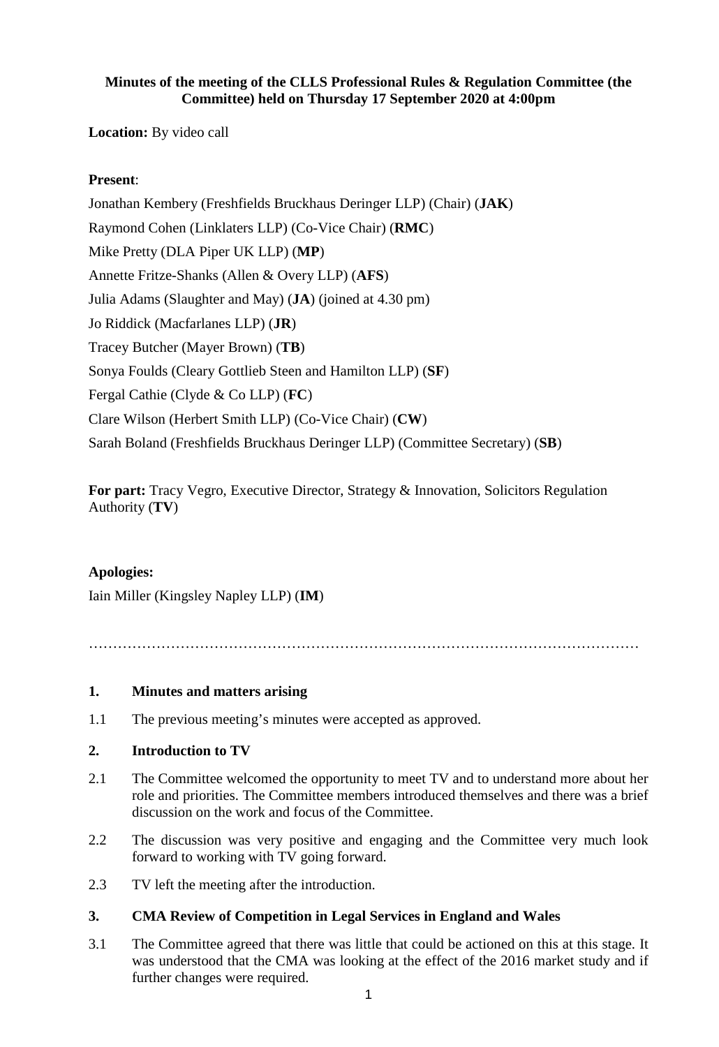**Minutes of the meeting of the CLLS Professional Rules & Regulation Committee (the Committee) held on Thursday 17 September 2020 at 4:00pm**

**Location:** By video call

**Present**:

Jonathan Kembery (Freshfields Bruckhaus Deringer LLP) (Chair) (**JAK**)

Raymond Cohen (Linklaters LLP) (Co-Vice Chair) (**RMC**)

Mike Pretty (DLA Piper UK LLP) (**MP**)

Annette Fritze-Shanks (Allen & Overy LLP) (**AFS**)

Julia Adams (Slaughter and May) (**JA**) (joined at 4.30 pm)

Jo Riddick (Macfarlanes LLP) (**JR**)

Tracey Butcher (Mayer Brown) (**TB**)

Sonya Foulds (Cleary Gottlieb Steen and Hamilton LLP) (**SF**)

Fergal Cathie (Clyde & Co LLP) (**FC**)

Clare Wilson (Herbert Smith LLP) (Co-Vice Chair) (**CW**)

Sarah Boland (Freshfields Bruckhaus Deringer LLP) (Committee Secretary) (**SB**)

**For part:** Tracy Vegro, Executive Director, Strategy & Innovation, Solicitors Regulation Authority (**TV**)

**Apologies:**

Iain Miller (Kingsley Napley LLP) (**IM**)

…………………………………………………………………………………………………

**1. Minutes and matters arising**

1.1 The previous meeting's minutes were accepted as approved.

**2. Introduction to TV**

2.1 The Committee welcomed the opportunity to meet TV and to understand more about her role and priorities. The Committee members introduced themselves and there was a brief discussion on the work and focus of the Committee.

2.2 The discussion was very positive and engaging and the Committee very much look forward to working with TV going forward.

2.3 TV left the meeting after the introduction.

**3. CMA Review of Competition in Legal Services in England and Wales**

3.1 The Committee agreed that there was little that could be actioned on this at this stage. It was understood that the CMA was looking at the effect of the 2016 market study and if further changes were required.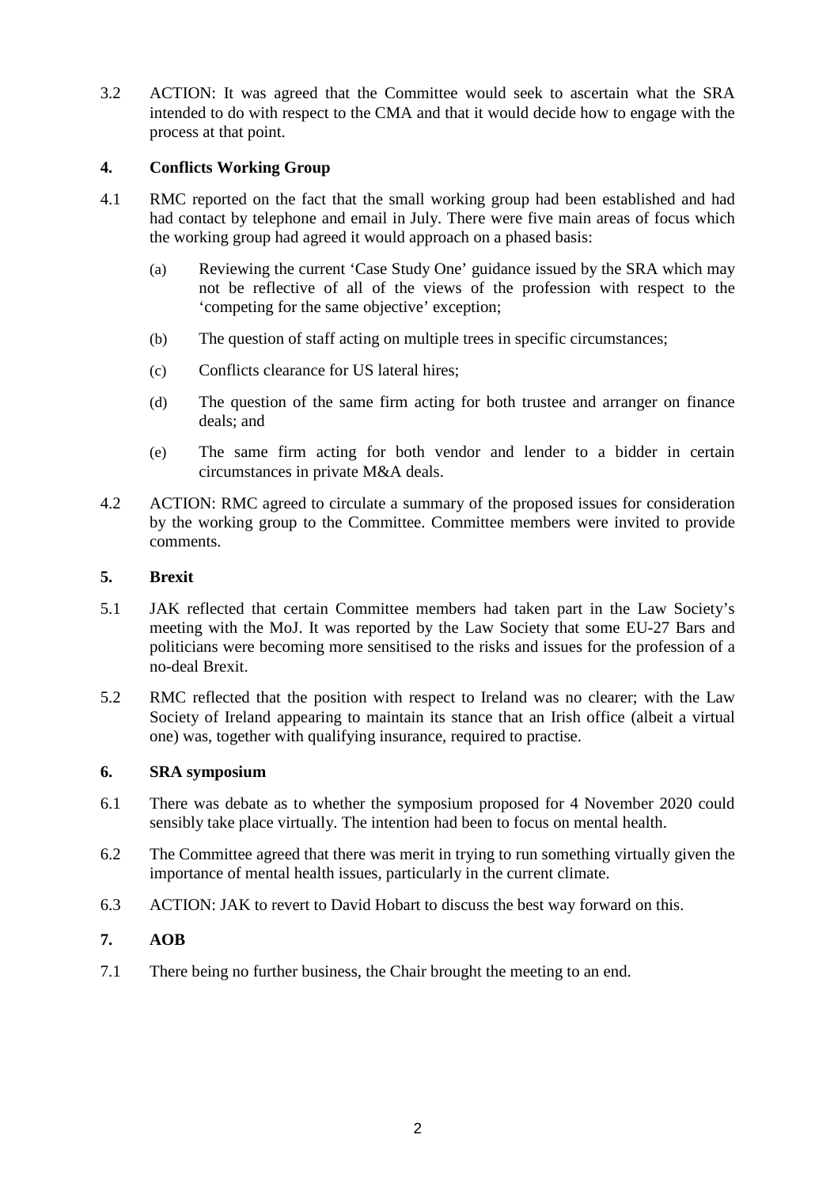3.2 ACTION: It was agreed that the Committee would seek to ascertain what the SRA intended to do with respect to the CMA and that it would decide how to engage with the process at that point.

**4. Conflicts Working Group**

4.1 RMC reported on the fact that the small working group had been established and had had contact by telephone and email in July. There were five main areas of focus which the working group had agreed it would approach on a phased basis:

(a) Reviewing the current 'Case Study One' guidance issued by the SRA which may not be reflective of all of the views of the profession with respect to the 'competing for the same objective' exception;

(b) The question of staff acting on multiple trees in specific circumstances;

(c) Conflicts clearance for US lateral hires;

(d) The question of the same firm acting for both trustee and arranger on finance deals; and

(e) The same firm acting for both vendor and lender to a bidder in certain circumstances in private M&A deals.

4.2 ACTION: RMC agreed to circulate a summary of the proposed issues for consideration by the working group to the Committee. Committee members were invited to provide comments.

**5. Brexit**

5.1 JAK reflected that certain Committee members had taken part in the Law Society's meeting with the MoJ. It was reported by the Law Society that some EU-27 Bars and politicians were becoming more sensitised to the risks and issues for the profession of a no-deal Brexit.

5.2 RMC reflected that the position with respect to Ireland was no clearer; with the Law Society of Ireland appearing to maintain its stance that an Irish office (albeit a virtual one) was, together with qualifying insurance, required to practise.

**6. SRA symposium**

6.1 There was debate as to whether the symposium proposed for 4 November 2020 could sensibly take place virtually. The intention had been to focus on mental health.

6.2 The Committee agreed that there was merit in trying to run something virtually given the importance of mental health issues, particularly in the current climate.

6.3 ACTION: JAK to revert to David Hobart to discuss the best way forward on this.

**7. AOB**

7.1 There being no further business, the Chair brought the meeting to an end.